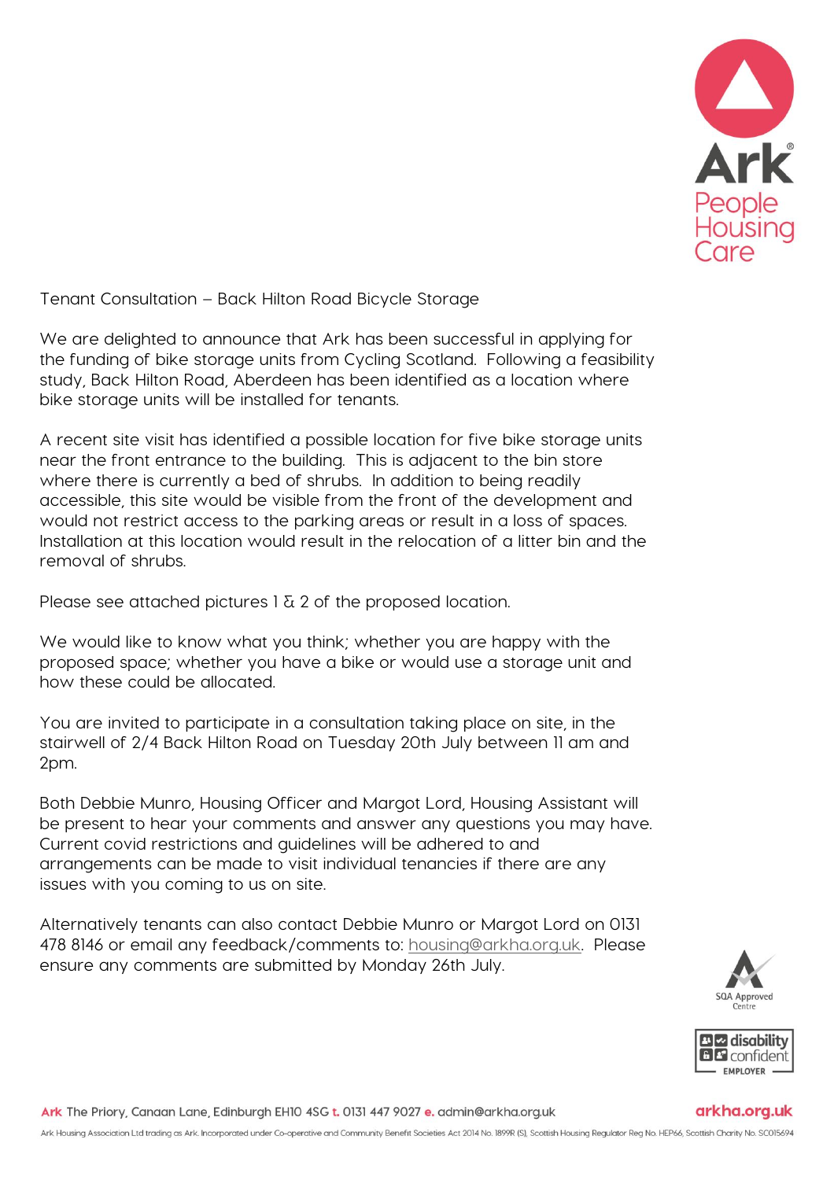Tenant Consultation – Back Hilton Road Bicycle Storage

We are delighted to announce that Ark has been successful in applying for the funding of bike storage units from Cycling Scotland. Following a feasibility study, Back Hilton Road, Aberdeen has been identified as a location where bike storage units will be installed for tenants.

A recent site visit has identified a possible location for five bike storage units near the front entrance to the building. This is adjacent to the bin store where there is currently a bed of shrubs. In addition to being readily accessible, this site would be visible from the front of the development and would not restrict access to the parking areas or result in a loss of spaces. Installation at this location would result in the relocation of a litter bin and the removal of shrubs.

Please see attached pictures 1 & 2 of the proposed location.

We would like to know what you think; whether you are happy with the proposed space; whether you have a bike or would use a storage unit and how these could be allocated.

You are invited to participate in a consultation taking place on site, in the stairwell of 2/4 Back Hilton Road on Tuesday 20th July between 11 am and 2pm.

Both Debbie Munro, Housing Officer and Margot Lord, Housing Assistant will be present to hear your comments and answer any questions you may have. Current covid restrictions and guidelines will be adhered to and arrangements can be made to visit individual tenancies if there are any issues with you coming to us on site.

Alternatively tenants can also contact Debbie Munro or Margot Lord on 0131 478 8146 or email any feedback/comments to: housing@arkha.org.uk. Please ensure any comments are submitted by Monday 26th July.

Ark The Priory, Canaan Lane, Edinburgh EH10 4SG t. 0131 447 9027 e. admin@arkha.org.uk arkha.org.uk

Ark Housing Association Ltd trading as Ark. Incorporated under Co-operative and Community Benefit Societies Act 2014 No. 1899R (S), Scottish Housing Regulator Reg No. HEP66, Scottish Charity No. SC015694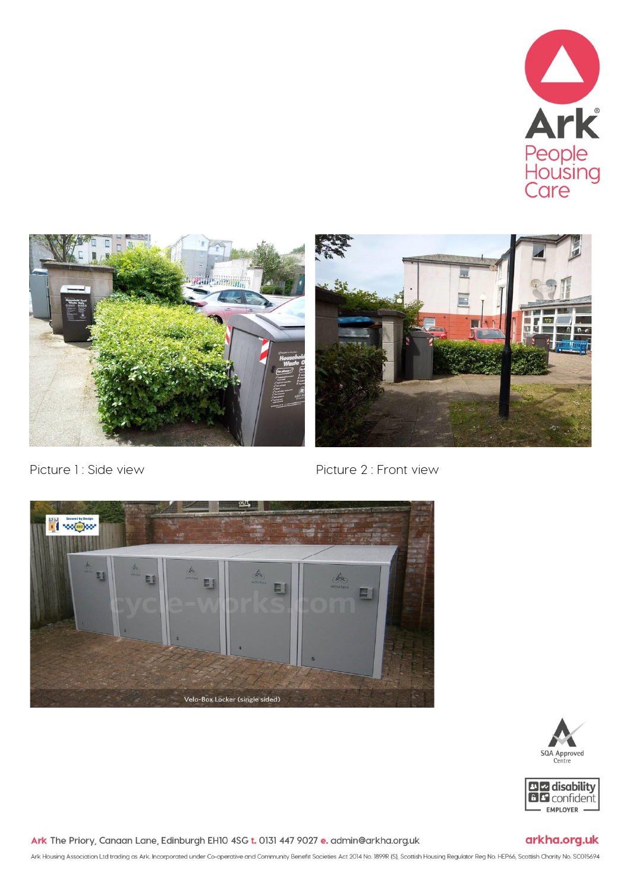Picture 1 : Side view

Picture 2 : Front view

Velo-Box Locker (single sided)

**Ark** The Priory, Canaan Lane, Edinburgh EH10 4SG **t.** 0131 447 9027 **e.** admin@arkha.org.uk

**arkha.org.uk**

Ark Housing Association Ltd trading as Ark. Incorporated under Co-operative and Community Benefit Societies Act 2014 No. 1899R (S), Scottish Housing Regulator Reg No. HEP66, Scottish Charity No. SC015694